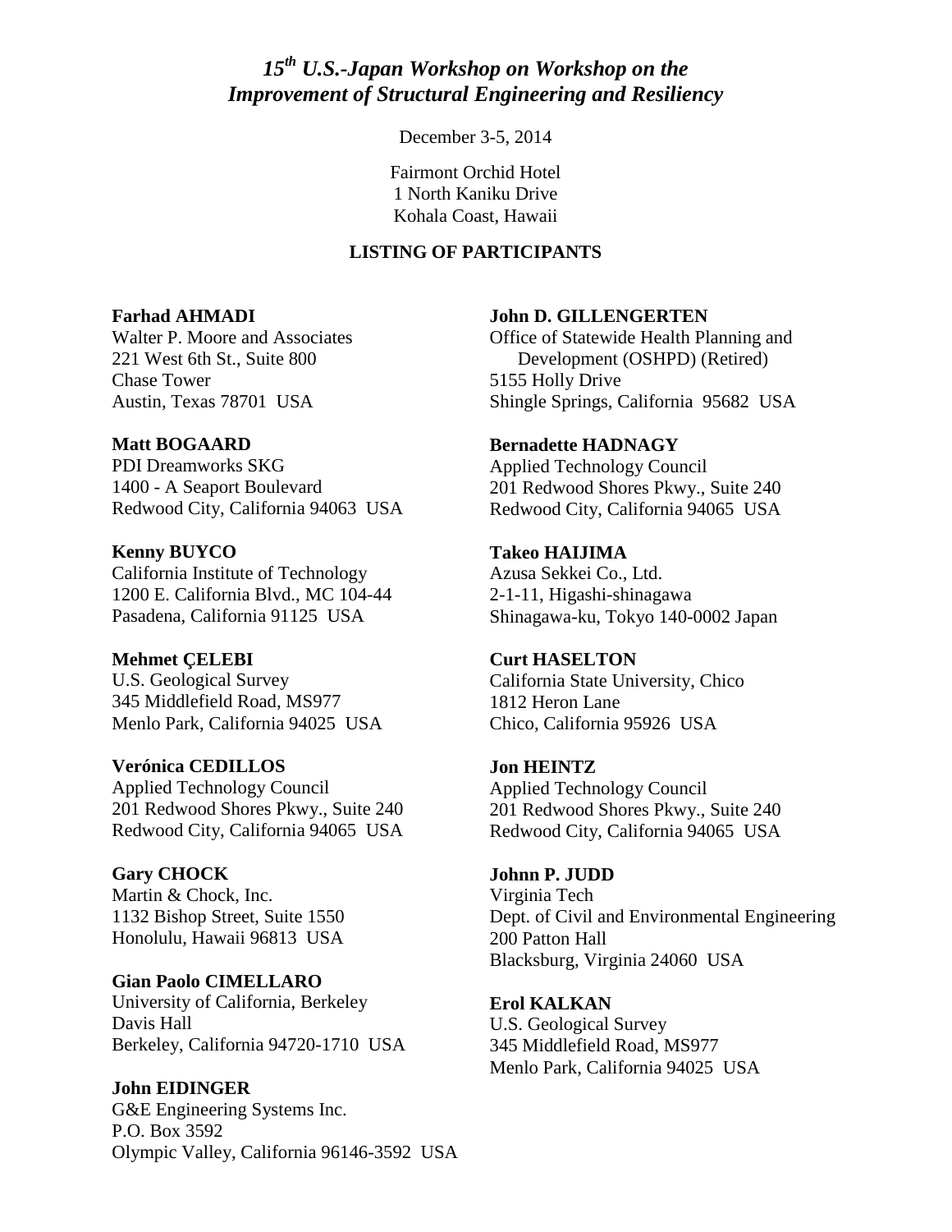# *15th U.S.-Japan Workshop on Workshop on the Improvement of Structural Engineering and Resiliency*

December 3-5, 2014

Fairmont Orchid Hotel
1 North Kaniku Drive
Kohala Coast, Hawaii

**LISTING OF PARTICIPANTS**

**Farhad AHMADI**
Walter P. Moore and Associates
221 West 6th St., Suite 800
Chase Tower
Austin, Texas 78701 USA

**Matt BOGAARD**
PDI Dreamworks SKG
1400 - A Seaport Boulevard
Redwood City, California 94063 USA

**Kenny BUYCO**
California Institute of Technology
1200 E. California Blvd., MC 104-44
Pasadena, California 91125 USA

**Mehmet ÇELEBI**
U.S. Geological Survey
345 Middlefield Road, MS977
Menlo Park, California 94025 USA

**Verónica CEDILLOS**
Applied Technology Council
201 Redwood Shores Pkwy., Suite 240
Redwood City, California 94065 USA

**Gary CHOCK**
Martin & Chock, Inc.
1132 Bishop Street, Suite 1550
Honolulu, Hawaii 96813 USA

**Gian Paolo CIMELLARO**
University of California, Berkeley
Davis Hall
Berkeley, California 94720-1710 USA

**John EIDINGER**
G&E Engineering Systems Inc.
P.O. Box 3592
Olympic Valley, California 96146-3592 USA

**John D. GILLENGERTEN**
Office of Statewide Health Planning and Development (OSHPD) (Retired)
5155 Holly Drive
Shingle Springs, California 95682 USA

**Bernadette HADNAGY**
Applied Technology Council
201 Redwood Shores Pkwy., Suite 240
Redwood City, California 94065 USA

**Takeo HAIJIMA**
Azusa Sekkei Co., Ltd.
2-1-11, Higashi-shinagawa
Shinagawa-ku, Tokyo 140-0002 Japan

**Curt HASELTON**
California State University, Chico
1812 Heron Lane
Chico, California 95926 USA

**Jon HEINTZ**
Applied Technology Council
201 Redwood Shores Pkwy., Suite 240
Redwood City, California 94065 USA

**Johnn P. JUDD**
Virginia Tech
Dept. of Civil and Environmental Engineering
200 Patton Hall
Blacksburg, Virginia 24060 USA

**Erol KALKAN**
U.S. Geological Survey
345 Middlefield Road, MS977
Menlo Park, California 94025 USA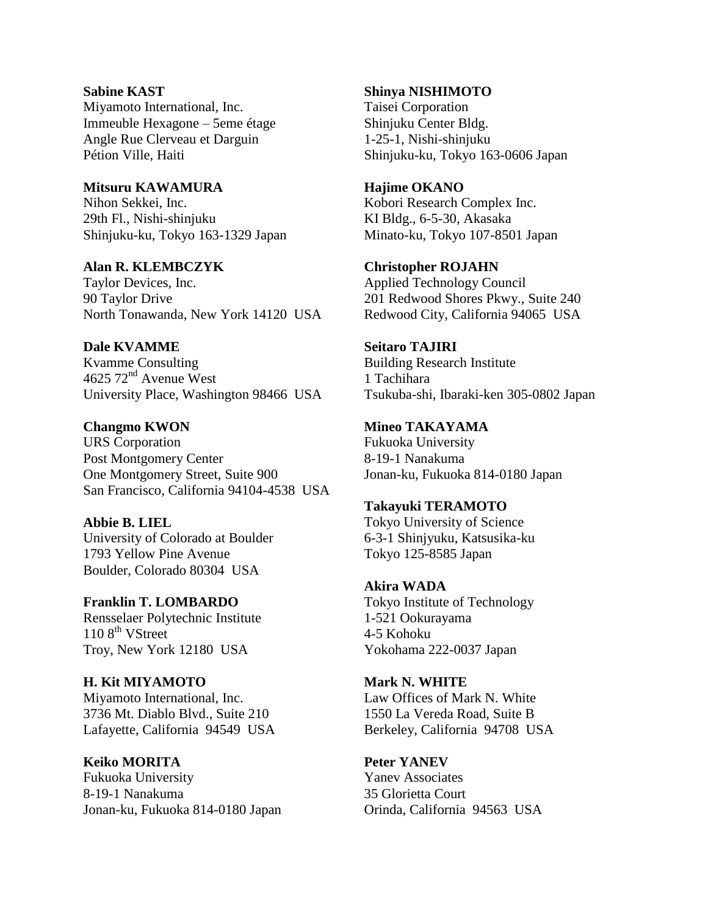**Sabine KAST**
Miyamoto International, Inc.
Immeuble Hexagone – 5eme étage
Angle Rue Clerveau et Darguin
Pétion Ville, Haiti

**Mitsuru KAWAMURA**
Nihon Sekkei, Inc.
29th Fl., Nishi-shinjuku
Shinjuku-ku, Tokyo 163-1329 Japan

**Alan R. KLEMBCZYK**
Taylor Devices, Inc.
90 Taylor Drive
North Tonawanda, New York 14120 USA

**Dale KVAMME**
Kvamme Consulting
4625 72nd Avenue West
University Place, Washington 98466 USA

**Changmo KWON**
URS Corporation
Post Montgomery Center
One Montgomery Street, Suite 900
San Francisco, California 94104-4538 USA

**Abbie B. LIEL**
University of Colorado at Boulder
1793 Yellow Pine Avenue
Boulder, Colorado 80304 USA

**Franklin T. LOMBARDO**
Rensselaer Polytechnic Institute
110 8th VStreet
Troy, New York 12180 USA

**H. Kit MIYAMOTO**
Miyamoto International, Inc.
3736 Mt. Diablo Blvd., Suite 210
Lafayette, California 94549 USA

**Keiko MORITA**
Fukuoka University
8-19-1 Nanakuma
Jonan-ku, Fukuoka 814-0180 Japan

**Shinya NISHIMOTO**
Taisei Corporation
Shinjuku Center Bldg.
1-25-1, Nishi-shinjuku
Shinjuku-ku, Tokyo 163-0606 Japan

**Hajime OKANO**
Kobori Research Complex Inc.
KI Bldg., 6-5-30, Akasaka
Minato-ku, Tokyo 107-8501 Japan

**Christopher ROJAHN**
Applied Technology Council
201 Redwood Shores Pkwy., Suite 240
Redwood City, California 94065 USA

**Seitaro TAJIRI**
Building Research Institute
1 Tachihara
Tsukuba-shi, Ibaraki-ken 305-0802 Japan

**Mineo TAKAYAMA**
Fukuoka University
8-19-1 Nanakuma
Jonan-ku, Fukuoka 814-0180 Japan

**Takayuki TERAMOTO**
Tokyo University of Science
6-3-1 Shinjyuku, Katsusika-ku
Tokyo 125-8585 Japan

**Akira WADA**
Tokyo Institute of Technology
1-521 Ookurayama
4-5 Kohoku
Yokohama 222-0037 Japan

**Mark N. WHITE**
Law Offices of Mark N. White
1550 La Vereda Road, Suite B
Berkeley, California 94708 USA

**Peter YANEV**
Yanev Associates
35 Glorietta Court
Orinda, California 94563 USA